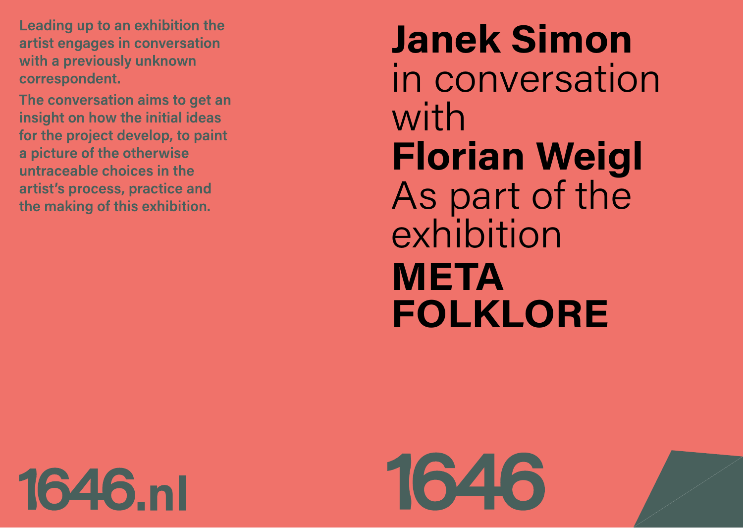Leading up to an exhibition the artist engages in conversation with a previously unknown correspondent.

The conversation aims to get an insight on how the initial ideas for the project develop, to paint a picture of the otherwise untraceable choices in the artist's process, practice and the making of this exhibition.

1646.nl

# Janek Simon

in conversation with

# Florian Weigl

As part of the exhibition

# META FOLKLORE

1646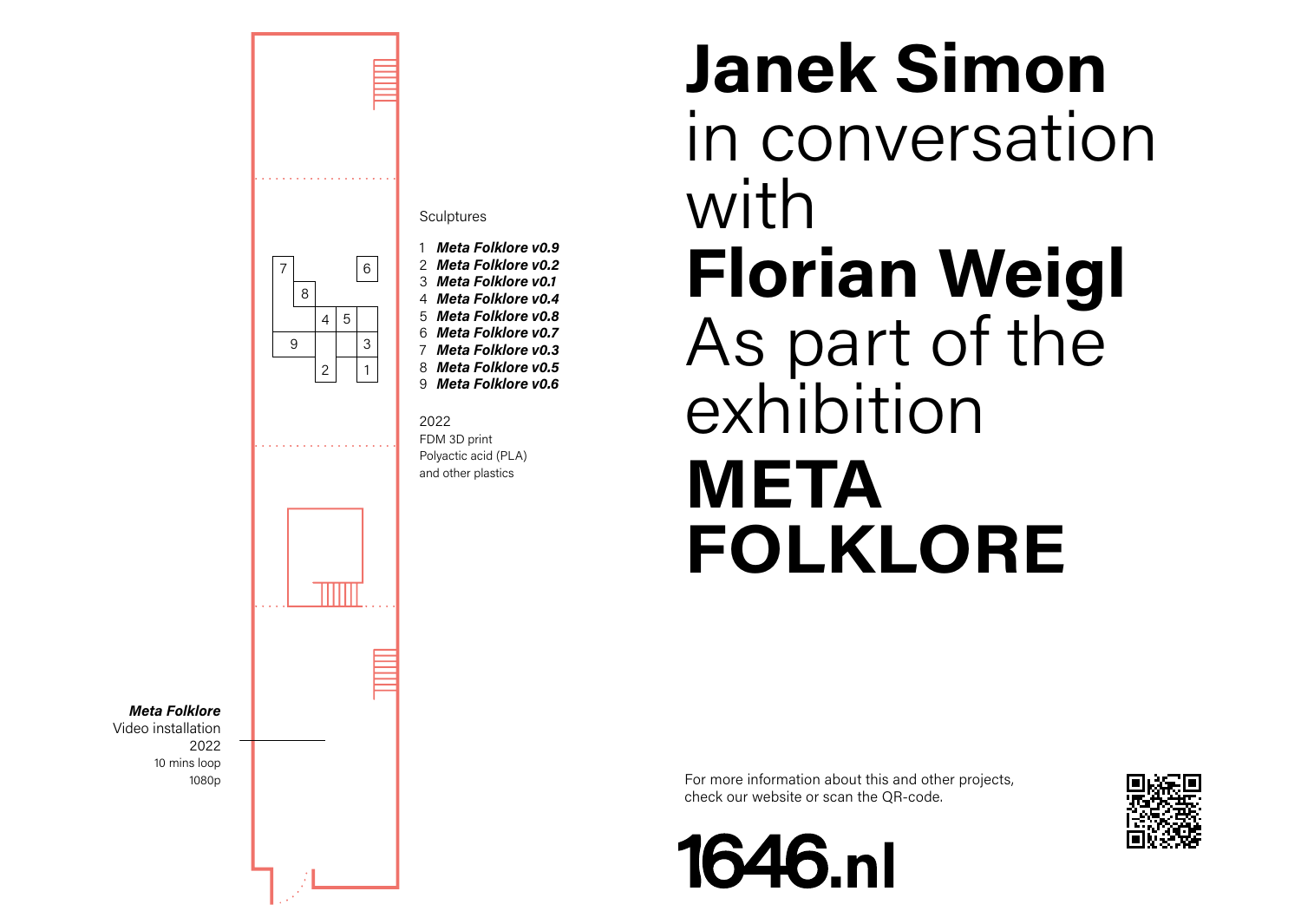# **Janek Simon** in conversation with **Florian Weigl** As part of the exhibition **META FOLKLORE**

Sculptures

1 ***Meta Folklore v0.9***
2 ***Meta Folklore v0.2***
3 ***Meta Folklore v0.1***
4 ***Meta Folklore v0.4***
5 ***Meta Folklore v0.8***
6 ***Meta Folklore v0.7***
7 ***Meta Folklore v0.3***
8 ***Meta Folklore v0.5***
9 ***Meta Folklore v0.6***

2022
FDM 3D print
Polyactic acid (PLA)
and other plastics

***Meta Folklore***
Video installation
2022
10 mins loop
1080p

For more information about this and other projects, check our website or scan the QR-code.

**1646.nl**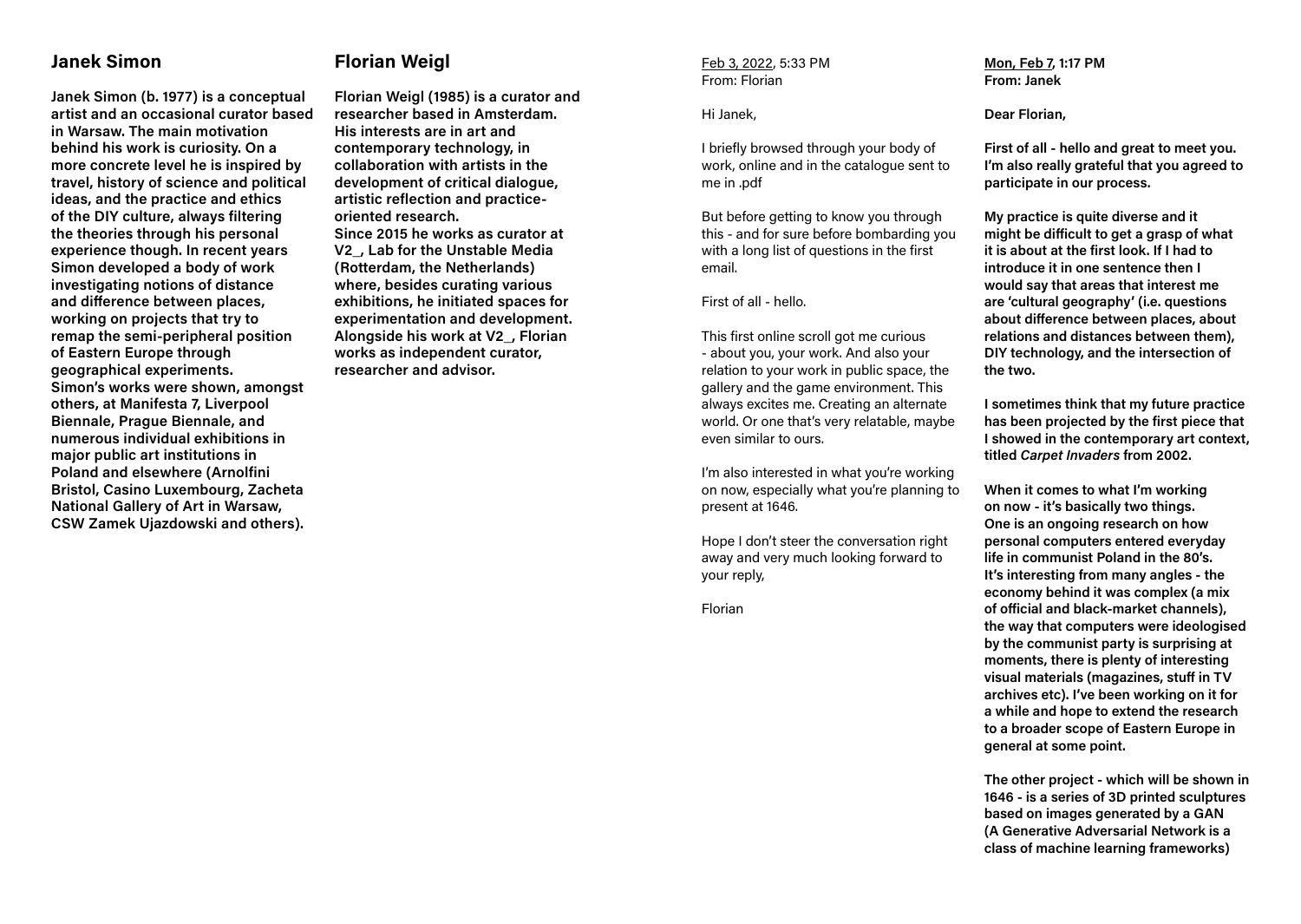## Janek Simon

**Janek Simon (b. 1977) is a conceptual artist and an occasional curator based in Warsaw. The main motivation behind his work is curiosity. On a more concrete level he is inspired by travel, history of science and political ideas, and the practice and ethics of the DIY culture, always filtering the theories through his personal experience though. In recent years Simon developed a body of work investigating notions of distance and difference between places, working on projects that try to remap the semi-peripheral position of Eastern Europe through geographical experiments. Simon's works were shown, amongst others, at Manifesta 7, Liverpool Biennale, Prague Biennale, and numerous individual exhibitions in major public art institutions in Poland and elsewhere (Arnolfini Bristol, Casino Luxembourg, Zacheta National Gallery of Art in Warsaw, CSW Zamek Ujazdowski and others).**

## Florian Weigl

**Florian Weigl (1985) is a curator and researcher based in Amsterdam. His interests are in art and contemporary technology, in collaboration with artists in the development of critical dialogue, artistic reflection and practice-oriented research. Since 2015 he works as curator at V2_, Lab for the Unstable Media (Rotterdam, the Netherlands) where, besides curating various exhibitions, he initiated spaces for experimentation and development. Alongside his work at V2_, Florian works as independent curator, researcher and advisor.**

Feb 3, 2022, 5:33 PM
From: Florian

Hi Janek,

I briefly browsed through your body of work, online and in the catalogue sent to me in .pdf

But before getting to know you through this - and for sure before bombarding you with a long list of questions in the first email.

First of all - hello.

This first online scroll got me curious - about you, your work. And also your relation to your work in public space, the gallery and the game environment. This always excites me. Creating an alternate world. Or one that's very relatable, maybe even similar to ours.

I'm also interested in what you're working on now, especially what you're planning to present at 1646.

Hope I don't steer the conversation right away and very much looking forward to your reply,

Florian

**Mon, Feb 7, 1:17 PM**
**From: Janek**

**Dear Florian,**

**First of all - hello and great to meet you. I'm also really grateful that you agreed to participate in our process.**

**My practice is quite diverse and it might be difficult to get a grasp of what it is about at the first look. If I had to introduce it in one sentence then I would say that areas that interest me are 'cultural geography' (i.e. questions about difference between places, about relations and distances between them), DIY technology, and the intersection of the two.**

**I sometimes think that my future practice has been projected by the first piece that I showed in the contemporary art context, titled *Carpet Invaders* from 2002.**

**When it comes to what I'm working on now - it's basically two things. One is an ongoing research on how personal computers entered everyday life in communist Poland in the 80's. It's interesting from many angles - the economy behind it was complex (a mix of official and black-market channels), the way that computers were ideologised by the communist party is surprising at moments, there is plenty of interesting visual materials (magazines, stuff in TV archives etc). I've been working on it for a while and hope to extend the research to a broader scope of Eastern Europe in general at some point.**

**The other project - which will be shown in 1646 - is a series of 3D printed sculptures based on images generated by a GAN (A Generative Adversarial Network is a class of machine learning frameworks)**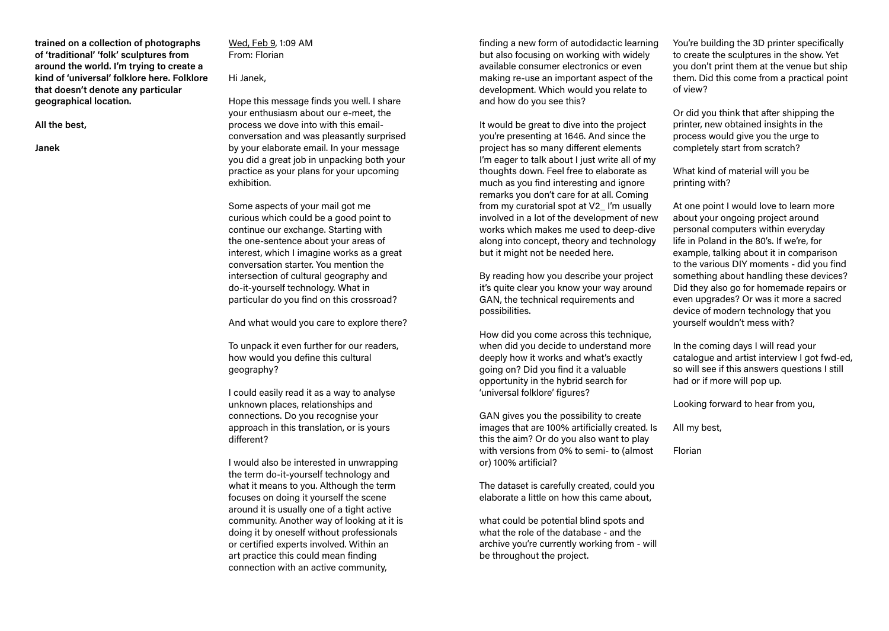**trained on a collection of photographs of 'traditional' 'folk' sculptures from around the world. I'm trying to create a kind of 'universal' folklore here. Folklore that doesn't denote any particular geographical location.**

**All the best,**

**Janek**

<u>Wed, Feb 9</u>, 1:09 AM
From: Florian

Hi Janek,

Hope this message finds you well. I share your enthusiasm about our e-meet, the process we dove into with this email-conversation and was pleasantly surprised by your elaborate email. In your message you did a great job in unpacking both your practice as your plans for your upcoming exhibition.

Some aspects of your mail got me curious which could be a good point to continue our exchange. Starting with the one-sentence about your areas of interest, which I imagine works as a great conversation starter. You mention the intersection of cultural geography and do-it-yourself technology. What in particular do you find on this crossroad?

And what would you care to explore there?

To unpack it even further for our readers, how would you define this cultural geography?

I could easily read it as a way to analyse unknown places, relationships and connections. Do you recognise your approach in this translation, or is yours different?

I would also be interested in unwrapping the term do-it-yourself technology and what it means to you. Although the term focuses on doing it yourself the scene around it is usually one of a tight active community. Another way of looking at it is doing it by oneself without professionals or certified experts involved. Within an art practice this could mean finding connection with an active community, finding a new form of autodidactic learning but also focusing on working with widely available consumer electronics or even making re-use an important aspect of the development. Which would you relate to and how do you see this?

It would be great to dive into the project you're presenting at 1646. And since the project has so many different elements I'm eager to talk about I just write all of my thoughts down. Feel free to elaborate as much as you find interesting and ignore remarks you don't care for at all. Coming from my curatorial spot at V2_ I'm usually involved in a lot of the development of new works which makes me used to deep-dive along into concept, theory and technology but it might not be needed here.

By reading how you describe your project it's quite clear you know your way around GAN, the technical requirements and possibilities.

How did you come across this technique, when did you decide to understand more deeply how it works and what's exactly going on? Did you find it a valuable opportunity in the hybrid search for 'universal folklore' figures?

GAN gives you the possibility to create images that are 100% artificially created. Is this the aim? Or do you also want to play with versions from 0% to semi- to (almost or) 100% artificial?

The dataset is carefully created, could you elaborate a little on how this came about,

what could be potential blind spots and what the role of the database - and the archive you're currently working from - will be throughout the project.

You're building the 3D printer specifically to create the sculptures in the show. Yet you don't print them at the venue but ship them. Did this come from a practical point of view?

Or did you think that after shipping the printer, new obtained insights in the process would give you the urge to completely start from scratch?

What kind of material will you be printing with?

At one point I would love to learn more about your ongoing project around personal computers within everyday life in Poland in the 80's. If we're, for example, talking about it in comparison to the various DIY moments - did you find something about handling these devices? Did they also go for homemade repairs or even upgrades? Or was it more a sacred device of modern technology that you yourself wouldn't mess with?

In the coming days I will read your catalogue and artist interview I got fwd-ed, so will see if this answers questions I still had or if more will pop up.

Looking forward to hear from you,

All my best,

Florian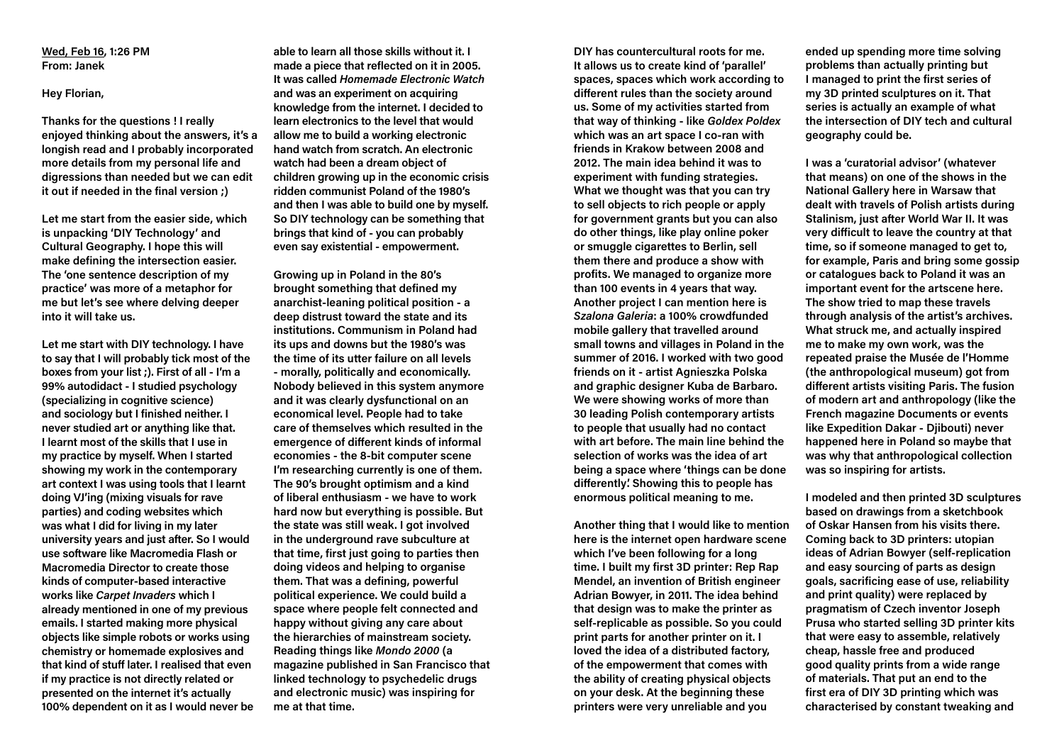<u>Wed, Feb 16</u>, 1:26 PM
From: Janek

Hey Florian,

Thanks for the questions ! I really enjoyed thinking about the answers, it's a longish read and I probably incorporated more details from my personal life and digressions than needed but we can edit it out if needed in the final version ;)

Let me start from the easier side, which is unpacking 'DIY Technology' and Cultural Geography. I hope this will make defining the intersection easier. The 'one sentence description of my practice' was more of a metaphor for me but let's see where delving deeper into it will take us.

Let me start with DIY technology. I have to say that I will probably tick most of the boxes from your list ;). First of all - I'm a 99% autodidact - I studied psychology (specializing in cognitive science) and sociology but I finished neither. I never studied art or anything like that. I learnt most of the skills that I use in my practice by myself. When I started showing my work in the contemporary art context I was using tools that I learnt doing VJ'ing (mixing visuals for rave parties) and coding websites which was what I did for living in my later university years and just after. So I would use software like Macromedia Flash or Macromedia Director to create those kinds of computer-based interactive works like *Carpet Invaders* which I already mentioned in one of my previous emails. I started making more physical objects like simple robots or works using chemistry or homemade explosives and that kind of stuff later. I realised that even if my practice is not directly related or presented on the internet it's actually 100% dependent on it as I would never be able to learn all those skills without it. I made a piece that reflected on it in 2005. It was called *Homemade Electronic Watch* and was an experiment on acquiring knowledge from the internet. I decided to learn electronics to the level that would allow me to build a working electronic hand watch from scratch. An electronic watch had been a dream object of children growing up in the economic crisis ridden communist Poland of the 1980's and then I was able to build one by myself. So DIY technology can be something that brings that kind of - you can probably even say existential - empowerment.

Growing up in Poland in the 80's brought something that defined my anarchist-leaning political position - a deep distrust toward the state and its institutions. Communism in Poland had its ups and downs but the 1980's was the time of its utter failure on all levels - morally, politically and economically. Nobody believed in this system anymore and it was clearly dysfunctional on an economical level. People had to take care of themselves which resulted in the emergence of different kinds of informal economies - the 8-bit computer scene I'm researching currently is one of them. The 90's brought optimism and a kind of liberal enthusiasm - we have to work hard now but everything is possible. But the state was still weak. I got involved in the underground rave subculture at that time, first just going to parties then doing videos and helping to organise them. That was a defining, powerful political experience. We could build a space where people felt connected and happy without giving any care about the hierarchies of mainstream society. Reading things like *Mondo 2000* (a magazine published in San Francisco that linked technology to psychedelic drugs and electronic music) was inspiring for me at that time.

DIY has countercultural roots for me. It allows us to create kind of 'parallel' spaces, spaces which work according to different rules than the society around us. Some of my activities started from that way of thinking - like *Goldex Poldex* which was an art space I co-ran with friends in Krakow between 2008 and 2012. The main idea behind it was to experiment with funding strategies. What we thought was that you can try to sell objects to rich people or apply for government grants but you can also do other things, like play online poker or smuggle cigarettes to Berlin, sell them there and produce a show with profits. We managed to organize more than 100 events in 4 years that way. Another project I can mention here is *Szalona Galeria*: a 100% crowdfunded mobile gallery that travelled around small towns and villages in Poland in the summer of 2016. I worked with two good friends on it - artist Agnieszka Polska and graphic designer Kuba de Barbaro. We were showing works of more than 30 leading Polish contemporary artists to people that usually had no contact with art before. The main line behind the selection of works was the idea of art being a space where 'things can be done differently'. Showing this to people has enormous political meaning to me.

Another thing that I would like to mention here is the internet open hardware scene which I've been following for a long time. I built my first 3D printer: Rep Rap Mendel, an invention of British engineer Adrian Bowyer, in 2011. The idea behind that design was to make the printer as self-replicable as possible. So you could print parts for another printer on it. I loved the idea of a distributed factory, of the empowerment that comes with the ability of creating physical objects on your desk. At the beginning these printers were very unreliable and you ended up spending more time solving problems than actually printing but I managed to print the first series of my 3D printed sculptures on it. That series is actually an example of what the intersection of DIY tech and cultural geography could be.

I was a 'curatorial advisor' (whatever that means) on one of the shows in the National Gallery here in Warsaw that dealt with travels of Polish artists during Stalinism, just after World War II. It was very difficult to leave the country at that time, so if someone managed to get to, for example, Paris and bring some gossip or catalogues back to Poland it was an important event for the artscene here. The show tried to map these travels through analysis of the artist's archives. What struck me, and actually inspired me to make my own work, was the repeated praise the Musée de l'Homme (the anthropological museum) got from different artists visiting Paris. The fusion of modern art and anthropology (like the French magazine Documents or events like Expedition Dakar - Djibouti) never happened here in Poland so maybe that was why that anthropological collection was so inspiring for artists.

I modeled and then printed 3D sculptures based on drawings from a sketchbook of Oskar Hansen from his visits there. Coming back to 3D printers: utopian ideas of Adrian Bowyer (self-replication and easy sourcing of parts as design goals, sacrificing ease of use, reliability and print quality) were replaced by pragmatism of Czech inventor Joseph Prusa who started selling 3D printer kits that were easy to assemble, relatively cheap, hassle free and produced good quality prints from a wide range of materials. That put an end to the first era of DIY 3D printing which was characterised by constant tweaking and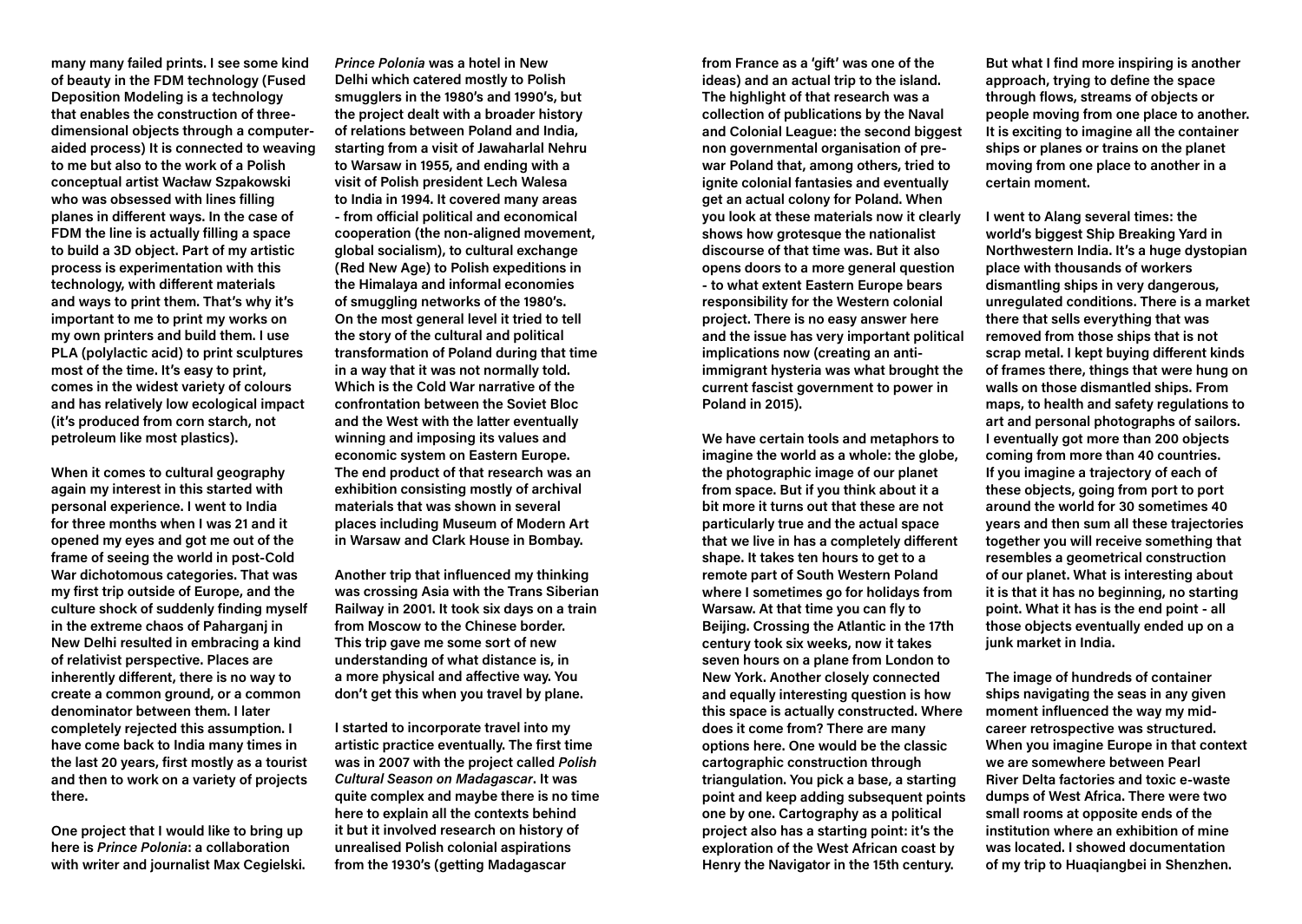many many failed prints. I see some kind of beauty in the FDM technology (Fused Deposition Modeling is a technology that enables the construction of three-dimensional objects through a computer-aided process) It is connected to weaving to me but also to the work of a Polish conceptual artist Wacław Szpakowski who was obsessed with lines filling planes in different ways. In the case of FDM the line is actually filling a space to build a 3D object. Part of my artistic process is experimentation with this technology, with different materials and ways to print them. That's why it's important to me to print my works on my own printers and build them. I use PLA (polylactic acid) to print sculptures most of the time. It's easy to print, comes in the widest variety of colours and has relatively low ecological impact (it's produced from corn starch, not petroleum like most plastics).

When it comes to cultural geography again my interest in this started with personal experience. I went to India for three months when I was 21 and it opened my eyes and got me out of the frame of seeing the world in post-Cold War dichotomous categories. That was my first trip outside of Europe, and the culture shock of suddenly finding myself in the extreme chaos of Paharganj in New Delhi resulted in embracing a kind of relativist perspective. Places are inherently different, there is no way to create a common ground, or a common denominator between them. I later completely rejected this assumption. I have come back to India many times in the last 20 years, first mostly as a tourist and then to work on a variety of projects there.

One project that I would like to bring up here is *Prince Polonia*: a collaboration with writer and journalist Max Cegielski. *Prince Polonia* was a hotel in New Delhi which catered mostly to Polish smugglers in the 1980's and 1990's, but the project dealt with a broader history of relations between Poland and India, starting from a visit of Jawaharlal Nehru to Warsaw in 1955, and ending with a visit of Polish president Lech Walesa to India in 1994. It covered many areas - from official political and economical cooperation (the non-aligned movement, global socialism), to cultural exchange (Red New Age) to Polish expeditions in the Himalaya and informal economies of smuggling networks of the 1980's. On the most general level it tried to tell the story of the cultural and political transformation of Poland during that time in a way that it was not normally told. Which is the Cold War narrative of the confrontation between the Soviet Bloc and the West with the latter eventually winning and imposing its values and economic system on Eastern Europe. The end product of that research was an exhibition consisting mostly of archival materials that was shown in several places including Museum of Modern Art in Warsaw and Clark House in Bombay.

Another trip that influenced my thinking was crossing Asia with the Trans Siberian Railway in 2001. It took six days on a train from Moscow to the Chinese border. This trip gave me some sort of new understanding of what distance is, in a more physical and affective way. You don't get this when you travel by plane.

I started to incorporate travel into my artistic practice eventually. The first time was in 2007 with the project called *Polish Cultural Season on Madagascar*. It was quite complex and maybe there is no time here to explain all the contexts behind it but it involved research on history of unrealised Polish colonial aspirations from the 1930's (getting Madagascar from France as a 'gift' was one of the ideas) and an actual trip to the island. The highlight of that research was a collection of publications by the Naval and Colonial League: the second biggest non governmental organisation of pre-war Poland that, among others, tried to ignite colonial fantasies and eventually get an actual colony for Poland. When you look at these materials now it clearly shows how grotesque the nationalist discourse of that time was. But it also opens doors to a more general question - to what extent Eastern Europe bears responsibility for the Western colonial project. There is no easy answer here and the issue has very important political implications now (creating an anti-immigrant hysteria was what brought the current fascist government to power in Poland in 2015).

We have certain tools and metaphors to imagine the world as a whole: the globe, the photographic image of our planet from space. But if you think about it a bit more it turns out that these are not particularly true and the actual space that we live in has a completely different shape. It takes ten hours to get to a remote part of South Western Poland where I sometimes go for holidays from Warsaw. At that time you can fly to Beijing. Crossing the Atlantic in the 17th century took six weeks, now it takes seven hours on a plane from London to New York. Another closely connected and equally interesting question is how this space is actually constructed. Where does it come from? There are many options here. One would be the classic cartographic construction through triangulation. You pick a base, a starting point and keep adding subsequent points one by one. Cartography as a political project also has a starting point: it's the exploration of the West African coast by Henry the Navigator in the 15th century.

But what I find more inspiring is another approach, trying to define the space through flows, streams of objects or people moving from one place to another. It is exciting to imagine all the container ships or planes or trains on the planet moving from one place to another in a certain moment.

I went to Alang several times: the world's biggest Ship Breaking Yard in Northwestern India. It's a huge dystopian place with thousands of workers dismantling ships in very dangerous, unregulated conditions. There is a market there that sells everything that was removed from those ships that is not scrap metal. I kept buying different kinds of frames there, things that were hung on walls on those dismantled ships. From maps, to health and safety regulations to art and personal photographs of sailors. I eventually got more than 200 objects coming from more than 40 countries. If you imagine a trajectory of each of these objects, going from port to port around the world for 30 sometimes 40 years and then sum all these trajectories together you will receive something that resembles a geometrical construction of our planet. What is interesting about it is that it has no beginning, no starting point. What it has is the end point - all those objects eventually ended up on a junk market in India.

The image of hundreds of container ships navigating the seas in any given moment influenced the way my mid-career retrospective was structured. When you imagine Europe in that context we are somewhere between Pearl River Delta factories and toxic e-waste dumps of West Africa. There were two small rooms at opposite ends of the institution where an exhibition of mine was located. I showed documentation of my trip to Huaqiangbei in Shenzhen.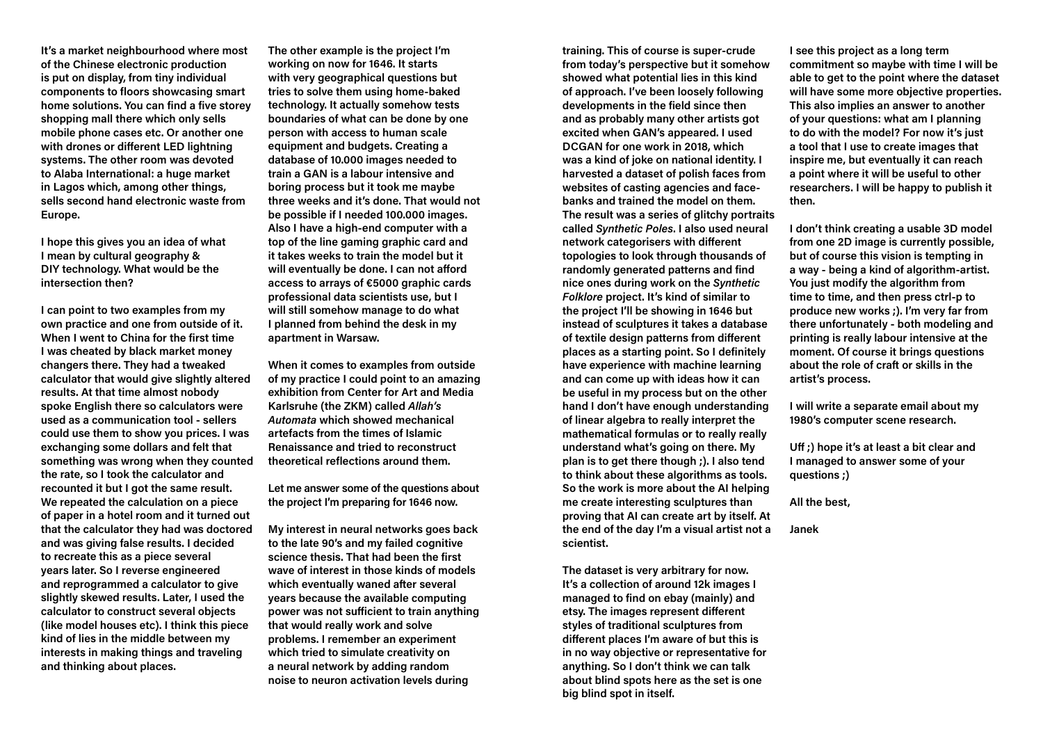It's a market neighbourhood where most of the Chinese electronic production is put on display, from tiny individual components to floors showcasing smart home solutions. You can find a five storey shopping mall there which only sells mobile phone cases etc. Or another one with drones or different LED lightning systems. The other room was devoted to Alaba International: a huge market in Lagos which, among other things, sells second hand electronic waste from Europe.

I hope this gives you an idea of what I mean by cultural geography & DIY technology. What would be the intersection then?

I can point to two examples from my own practice and one from outside of it. When I went to China for the first time I was cheated by black market money changers there. They had a tweaked calculator that would give slightly altered results. At that time almost nobody spoke English there so calculators were used as a communication tool - sellers could use them to show you prices. I was exchanging some dollars and felt that something was wrong when they counted the rate, so I took the calculator and recounted it but I got the same result. We repeated the calculation on a piece of paper in a hotel room and it turned out that the calculator they had was doctored and was giving false results. I decided to recreate this as a piece several years later. So I reverse engineered and reprogrammed a calculator to give slightly skewed results. Later, I used the calculator to construct several objects (like model houses etc). I think this piece kind of lies in the middle between my interests in making things and traveling and thinking about places.

The other example is the project I'm working on now for 1646. It starts with very geographical questions but tries to solve them using home-baked technology. It actually somehow tests boundaries of what can be done by one person with access to human scale equipment and budgets. Creating a database of 10.000 images needed to train a GAN is a labour intensive and boring process but it took me maybe three weeks and it's done. That would not be possible if I needed 100.000 images. Also I have a high-end computer with a top of the line gaming graphic card and it takes weeks to train the model but it will eventually be done. I can not afford access to arrays of €5000 graphic cards professional data scientists use, but I will still somehow manage to do what I planned from behind the desk in my apartment in Warsaw.

When it comes to examples from outside of my practice I could point to an amazing exhibition from Center for Art and Media Karlsruhe (the ZKM) called *Allah's Automata* which showed mechanical artefacts from the times of Islamic Renaissance and tried to reconstruct theoretical reflections around them.

Let me answer some of the questions about the project I'm preparing for 1646 now.

My interest in neural networks goes back to the late 90's and my failed cognitive science thesis. That had been the first wave of interest in those kinds of models which eventually waned after several years because the available computing power was not sufficient to train anything that would really work and solve problems. I remember an experiment which tried to simulate creativity on a neural network by adding random noise to neuron activation levels during training. This of course is super-crude from today's perspective but it somehow showed what potential lies in this kind of approach. I've been loosely following developments in the field since then and as probably many other artists got excited when GAN's appeared. I used DCGAN for one work in 2018, which was a kind of joke on national identity. I harvested a dataset of polish faces from websites of casting agencies and face-banks and trained the model on them. The result was a series of glitchy portraits called *Synthetic Poles*. I also used neural network categorisers with different topologies to look through thousands of randomly generated patterns and find nice ones during work on the *Synthetic Folklore* project. It's kind of similar to the project I'll be showing in 1646 but instead of sculptures it takes a database of textile design patterns from different places as a starting point. So I definitely have experience with machine learning and can come up with ideas how it can be useful in my process but on the other hand I don't have enough understanding of linear algebra to really interpret the mathematical formulas or to really really understand what's going on there. My plan is to get there though ;). I also tend to think about these algorithms as tools. So the work is more about the AI helping me create interesting sculptures than proving that AI can create art by itself. At the end of the day I'm a visual artist not a scientist.

The dataset is very arbitrary for now. It's a collection of around 12k images I managed to find on ebay (mainly) and etsy. The images represent different styles of traditional sculptures from different places I'm aware of but this is in no way objective or representative for anything. So I don't think we can talk about blind spots here as the set is one big blind spot in itself.

I see this project as a long term commitment so maybe with time I will be able to get to the point where the dataset will have some more objective properties. This also implies an answer to another of your questions: what am I planning to do with the model? For now it's just a tool that I use to create images that inspire me, but eventually it can reach a point where it will be useful to other researchers. I will be happy to publish it then.

I don't think creating a usable 3D model from one 2D image is currently possible, but of course this vision is tempting in a way - being a kind of algorithm-artist. You just modify the algorithm from time to time, and then press ctrl-p to produce new works ;). I'm very far from there unfortunately - both modeling and printing is really labour intensive at the moment. Of course it brings questions about the role of craft or skills in the artist's process.

I will write a separate email about my 1980's computer scene research.

Uff ;) hope it's at least a bit clear and I managed to answer some of your questions ;)

All the best,

Janek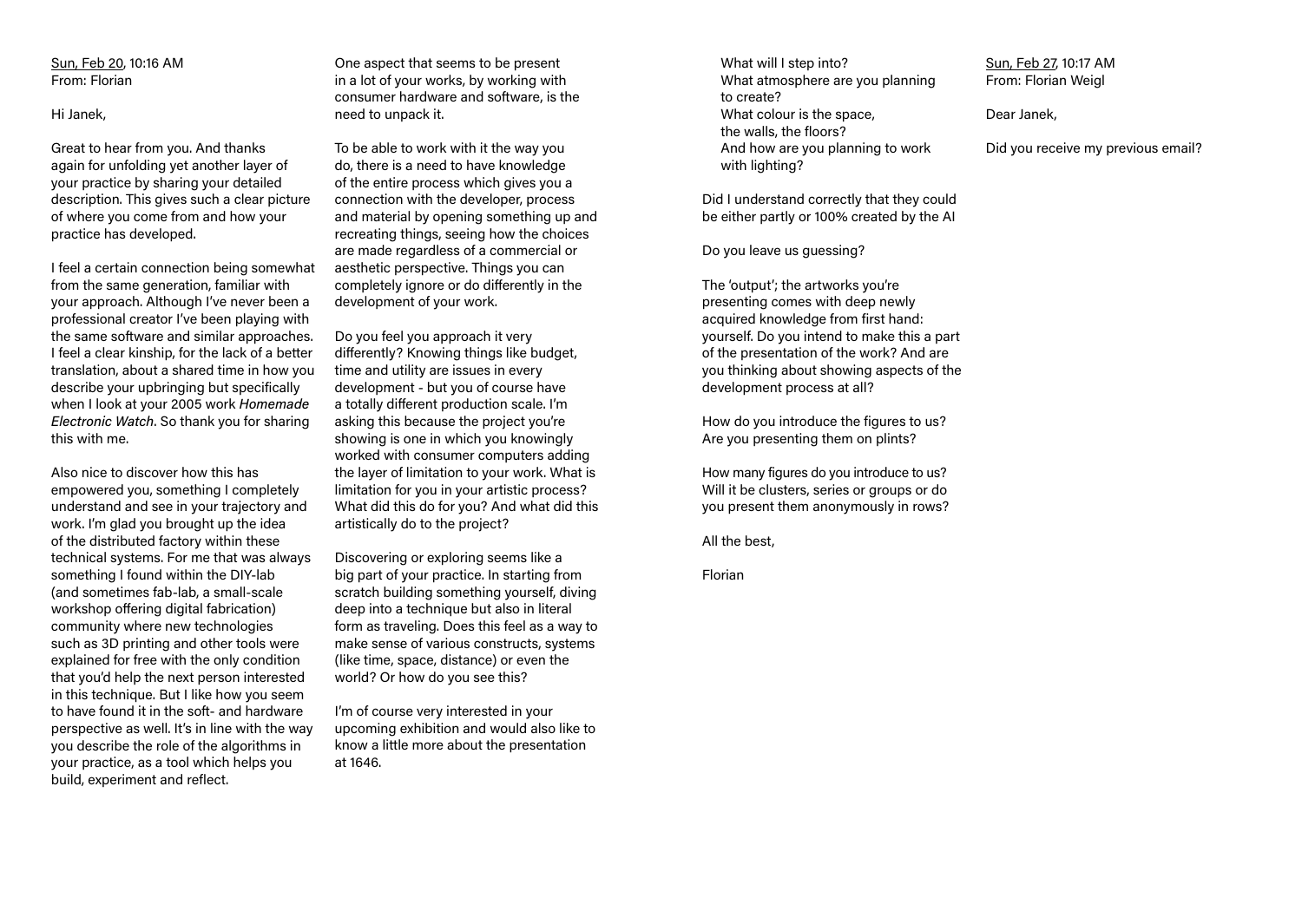<u>Sun, Feb 20</u>, 10:16 AM
From: Florian

Hi Janek,

Great to hear from you. And thanks again for unfolding yet another layer of your practice by sharing your detailed description. This gives such a clear picture of where you come from and how your practice has developed.

I feel a certain connection being somewhat from the same generation, familiar with your approach. Although I've never been a professional creator I've been playing with the same software and similar approaches. I feel a clear kinship, for the lack of a better translation, about a shared time in how you describe your upbringing but specifically when I look at your 2005 work *Homemade Electronic Watch*. So thank you for sharing this with me.

Also nice to discover how this has empowered you, something I completely understand and see in your trajectory and work. I'm glad you brought up the idea of the distributed factory within these technical systems. For me that was always something I found within the DIY-lab (and sometimes fab-lab, a small-scale workshop offering digital fabrication) community where new technologies such as 3D printing and other tools were explained for free with the only condition that you'd help the next person interested in this technique. But I like how you seem to have found it in the soft- and hardware perspective as well. It's in line with the way you describe the role of the algorithms in your practice, as a tool which helps you build, experiment and reflect.

One aspect that seems to be present in a lot of your works, by working with consumer hardware and software, is the need to unpack it.

To be able to work with it the way you do, there is a need to have knowledge of the entire process which gives you a connection with the developer, process and material by opening something up and recreating things, seeing how the choices are made regardless of a commercial or aesthetic perspective. Things you can completely ignore or do differently in the development of your work.

Do you feel you approach it very differently? Knowing things like budget, time and utility are issues in every development - but you of course have a totally different production scale. I'm asking this because the project you're showing is one in which you knowingly worked with consumer computers adding the layer of limitation to your work. What is limitation for you in your artistic process? What did this do for you? And what did this artistically do to the project?

Discovering or exploring seems like a big part of your practice. In starting from scratch building something yourself, diving deep into a technique but also in literal form as traveling. Does this feel as a way to make sense of various constructs, systems (like time, space, distance) or even the world? Or how do you see this?

I'm of course very interested in your upcoming exhibition and would also like to know a little more about the presentation at 1646.

What will I step into?
What atmosphere are you planning to create?
What colour is the space, the walls, the floors?
And how are you planning to work with lighting?

Did I understand correctly that they could be either partly or 100% created by the AI

Do you leave us guessing?

The 'output'; the artworks you're presenting comes with deep newly acquired knowledge from first hand: yourself. Do you intend to make this a part of the presentation of the work? And are you thinking about showing aspects of the development process at all?

How do you introduce the figures to us? Are you presenting them on plints?

How many figures do you introduce to us? Will it be clusters, series or groups or do you present them anonymously in rows?

All the best,

Florian

<u>Sun, Feb 27</u>, 10:17 AM
From: Florian Weigl

Dear Janek,

Did you receive my previous email?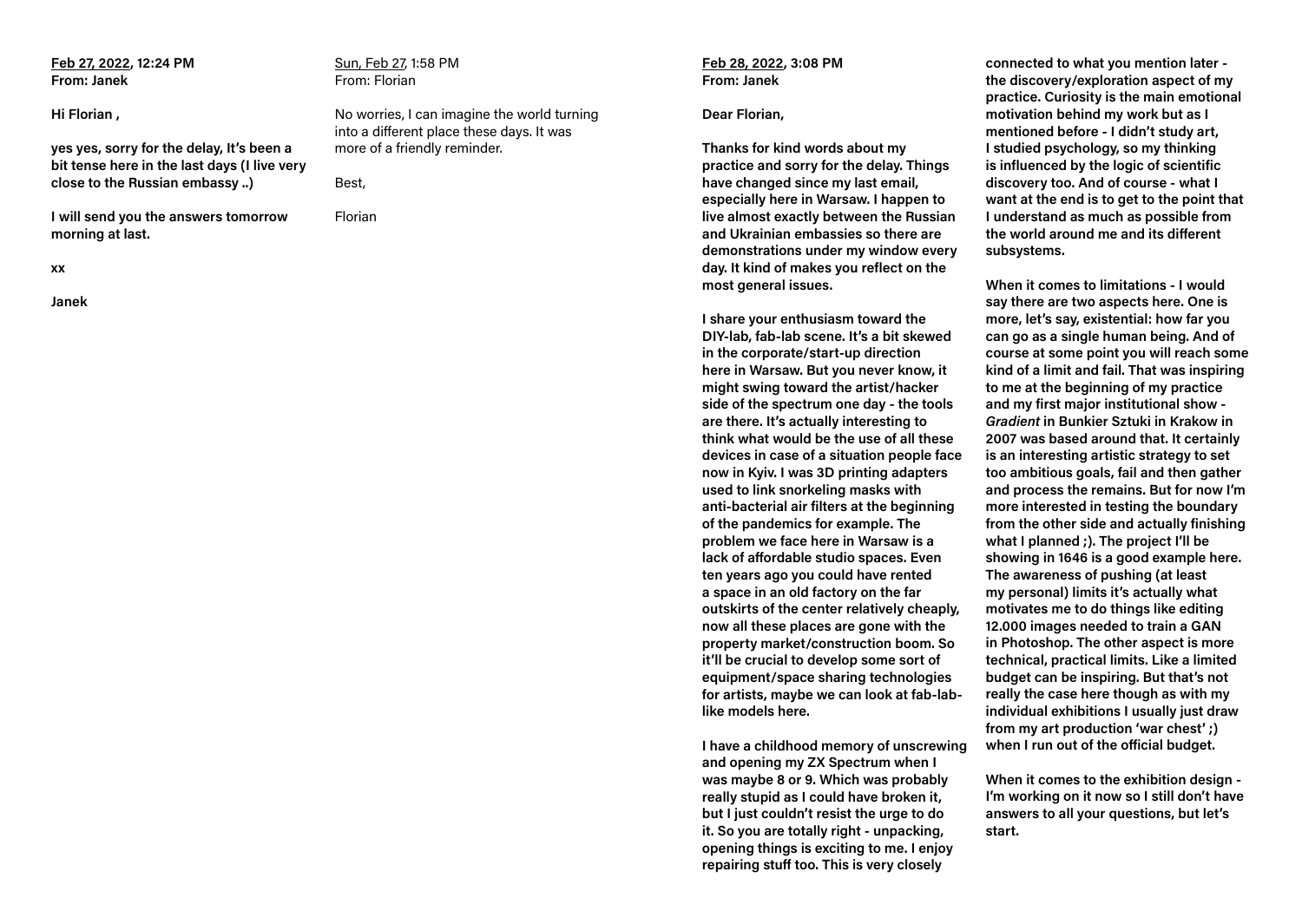**<u>Feb 27, 2022</u>, 12:24 PM**
**From: Janek**

**Hi Florian ,**

**yes yes, sorry for the delay, It's been a bit tense here in the last days (I live very close to the Russian embassy ..)**

**I will send you the answers tomorrow morning at last.**

**xx**

**Janek**

<u>Sun, Feb 27</u>, 1:58 PM
From: Florian

No worries, I can imagine the world turning into a different place these days. It was more of a friendly reminder.

Best,

Florian

**<u>Feb 28, 2022</u>, 3:08 PM**
**From: Janek**

**Dear Florian,**

**Thanks for kind words about my practice and sorry for the delay. Things have changed since my last email, especially here in Warsaw. I happen to live almost exactly between the Russian and Ukrainian embassies so there are demonstrations under my window every day. It kind of makes you reflect on the most general issues.**

**I share your enthusiasm toward the DIY-lab, fab-lab scene. It's a bit skewed in the corporate/start-up direction here in Warsaw. But you never know, it might swing toward the artist/hacker side of the spectrum one day - the tools are there. It's actually interesting to think what would be the use of all these devices in case of a situation people face now in Kyiv. I was 3D printing adapters used to link snorkeling masks with anti-bacterial air filters at the beginning of the pandemics for example. The problem we face here in Warsaw is a lack of affordable studio spaces. Even ten years ago you could have rented a space in an old factory on the far outskirts of the center relatively cheaply, now all these places are gone with the property market/construction boom. So it'll be crucial to develop some sort of equipment/space sharing technologies for artists, maybe we can look at fab-lab-like models here.**

**I have a childhood memory of unscrewing and opening my ZX Spectrum when I was maybe 8 or 9. Which was probably really stupid as I could have broken it, but I just couldn't resist the urge to do it. So you are totally right - unpacking, opening things is exciting to me. I enjoy repairing stuff too. This is very closely connected to what you mention later - the discovery/exploration aspect of my practice. Curiosity is the main emotional motivation behind my work but as I mentioned before - I didn't study art, I studied psychology, so my thinking is influenced by the logic of scientific discovery too. And of course - what I want at the end is to get to the point that I understand as much as possible from the world around me and its different subsystems.**

**When it comes to limitations - I would say there are two aspects here. One is more, let's say, existential: how far you can go as a single human being. And of course at some point you will reach some kind of a limit and fail. That was inspiring to me at the beginning of my practice and my first major institutional show - *Gradient* in Bunkier Sztuki in Krakow in 2007 was based around that. It certainly is an interesting artistic strategy to set too ambitious goals, fail and then gather and process the remains. But for now I'm more interested in testing the boundary from the other side and actually finishing what I planned ;). The project I'll be showing in 1646 is a good example here. The awareness of pushing (at least my personal) limits it's actually what motivates me to do things like editing 12.000 images needed to train a GAN in Photoshop. The other aspect is more technical, practical limits. Like a limited budget can be inspiring. But that's not really the case here though as with my individual exhibitions I usually just draw from my art production 'war chest' ;) when I run out of the official budget.**

**When it comes to the exhibition design - I'm working on it now so I still don't have answers to all your questions, but let's start.**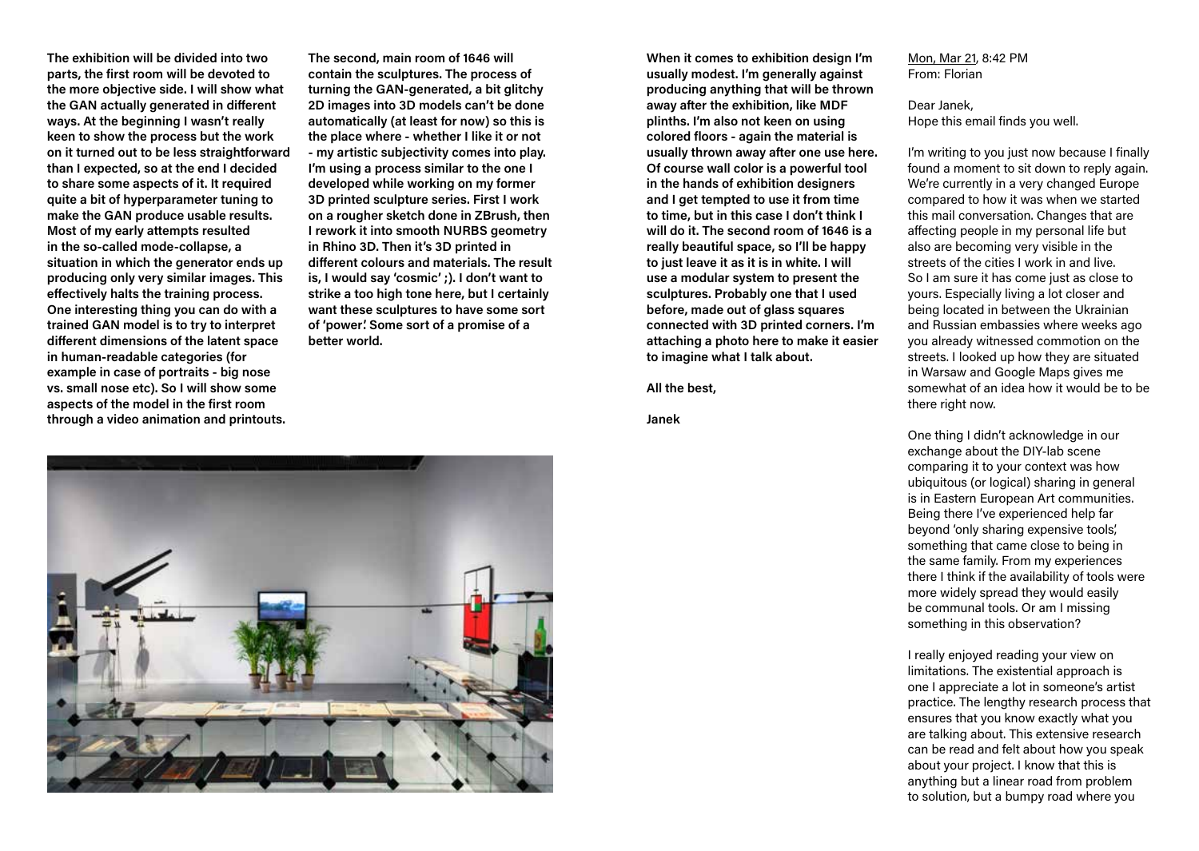**The exhibition will be divided into two parts, the first room will be devoted to the more objective side. I will show what the GAN actually generated in different ways. At the beginning I wasn't really keen to show the process but the work on it turned out to be less straightforward than I expected, so at the end I decided to share some aspects of it. It required quite a bit of hyperparameter tuning to make the GAN produce usable results. Most of my early attempts resulted in the so-called mode-collapse, a situation in which the generator ends up producing only very similar images. This effectively halts the training process. One interesting thing you can do with a trained GAN model is to try to interpret different dimensions of the latent space in human-readable categories (for example in case of portraits - big nose vs. small nose etc). So I will show some aspects of the model in the first room through a video animation and printouts.**

**The second, main room of 1646 will contain the sculptures. The process of turning the GAN-generated, a bit glitchy 2D images into 3D models can't be done automatically (at least for now) so this is the place where - whether I like it or not - my artistic subjectivity comes into play. I'm using a process similar to the one I developed while working on my former 3D printed sculpture series. First I work on a rougher sketch done in ZBrush, then I rework it into smooth NURBS geometry in Rhino 3D. Then it's 3D printed in different colours and materials. The result is, I would say 'cosmic' ;). I don't want to strike a too high tone here, but I certainly want these sculptures to have some sort of 'power.' Some sort of a promise of a better world.**

**When it comes to exhibition design I'm usually modest. I'm generally against producing anything that will be thrown away after the exhibition, like MDF plinths. I'm also not keen on using colored floors - again the material is usually thrown away after one use here. Of course wall color is a powerful tool in the hands of exhibition designers and I get tempted to use it from time to time, but in this case I don't think I will do it. The second room of 1646 is a really beautiful space, so I'll be happy to just leave it as it is in white. I will use a modular system to present the sculptures. Probably one that I used before, made out of glass squares connected with 3D printed corners. I'm attaching a photo here to make it easier to imagine what I talk about.**

**All the best,**

**Janek**

Mon, Mar 21, 8:42 PM
From: Florian

Dear Janek,
Hope this email finds you well.

I'm writing to you just now because I finally found a moment to sit down to reply again. We're currently in a very changed Europe compared to how it was when we started this mail conversation. Changes that are affecting people in my personal life but also are becoming very visible in the streets of the cities I work in and live. So I am sure it has come just as close to yours. Especially living a lot closer and being located in between the Ukrainian and Russian embassies where weeks ago you already witnessed commotion on the streets. I looked up how they are situated in Warsaw and Google Maps gives me somewhat of an idea how it would be to be there right now.

One thing I didn't acknowledge in our exchange about the DIY-lab scene comparing it to your context was how ubiquitous (or logical) sharing in general is in Eastern European Art communities. Being there I've experienced help far beyond 'only sharing expensive tools', something that came close to being in the same family. From my experiences there I think if the availability of tools were more widely spread they would easily be communal tools. Or am I missing something in this observation?

I really enjoyed reading your view on limitations. The existential approach is one I appreciate a lot in someone's artist practice. The lengthy research process that ensures that you know exactly what you are talking about. This extensive research can be read and felt about how you speak about your project. I know that this is anything but a linear road from problem to solution, but a bumpy road where you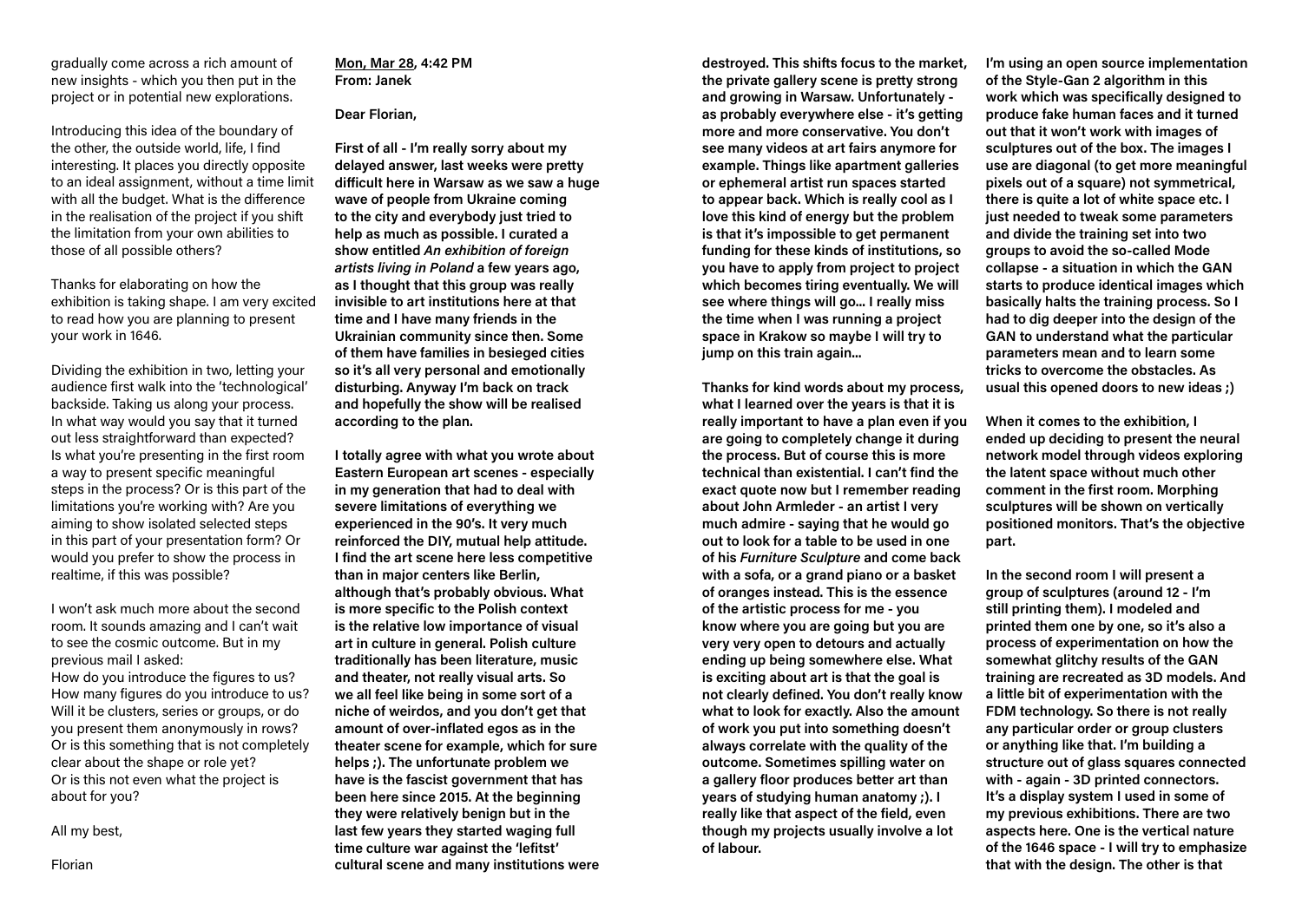gradually come across a rich amount of new insights - which you then put in the project or in potential new explorations.

Introducing this idea of the boundary of the other, the outside world, life, I find interesting. It places you directly opposite to an ideal assignment, without a time limit with all the budget. What is the difference in the realisation of the project if you shift the limitation from your own abilities to those of all possible others?

Thanks for elaborating on how the exhibition is taking shape. I am very excited to read how you are planning to present your work in 1646.

Dividing the exhibition in two, letting your audience first walk into the 'technological' backside. Taking us along your process. In what way would you say that it turned out less straightforward than expected? Is what you're presenting in the first room a way to present specific meaningful steps in the process? Or is this part of the limitations you're working with? Are you aiming to show isolated selected steps in this part of your presentation form? Or would you prefer to show the process in realtime, if this was possible?

I won't ask much more about the second room. It sounds amazing and I can't wait to see the cosmic outcome. But in my previous mail I asked:
How do you introduce the figures to us? How many figures do you introduce to us? Will it be clusters, series or groups, or do you present them anonymously in rows? Or is this something that is not completely clear about the shape or role yet? Or is this not even what the project is about for you?

All my best,

Florian

**Mon, Mar 28, 4:42 PM**
**From: Janek**

**Dear Florian,**

**First of all - I'm really sorry about my delayed answer, last weeks were pretty difficult here in Warsaw as we saw a huge wave of people from Ukraine coming to the city and everybody just tried to help as much as possible. I curated a show entitled *An exhibition of foreign artists living in Poland* a few years ago, as I thought that this group was really invisible to art institutions here at that time and I have many friends in the Ukrainian community since then. Some of them have families in besieged cities so it's all very personal and emotionally disturbing. Anyway I'm back on track and hopefully the show will be realised according to the plan.**

**I totally agree with what you wrote about Eastern European art scenes - especially in my generation that had to deal with severe limitations of everything we experienced in the 90's. It very much reinforced the DIY, mutual help attitude. I find the art scene here less competitive than in major centers like Berlin, although that's probably obvious. What is more specific to the Polish context is the relative low importance of visual art in culture in general. Polish culture traditionally has been literature, music and theater, not really visual arts. So we all feel like being in some sort of a niche of weirdos, and you don't get that amount of over-inflated egos as in the theater scene for example, which for sure helps ;). The unfortunate problem we have is the fascist government that has been here since 2015. At the beginning they were relatively benign but in the last few years they started waging full time culture war against the 'lefitst' cultural scene and many institutions were destroyed. This shifts focus to the market, the private gallery scene is pretty strong and growing in Warsaw. Unfortunately - as probably everywhere else - it's getting more and more conservative. You don't see many videos at art fairs anymore for example. Things like apartment galleries or ephemeral artist run spaces started to appear back. Which is really cool as I love this kind of energy but the problem is that it's impossible to get permanent funding for these kinds of institutions, so you have to apply from project to project which becomes tiring eventually. We will see where things will go... I really miss the time when I was running a project space in Krakow so maybe I will try to jump on this train again...**

**Thanks for kind words about my process, what I learned over the years is that it is really important to have a plan even if you are going to completely change it during the process. But of course this is more technical than existential. I can't find the exact quote now but I remember reading about John Armleder - an artist I very much admire - saying that he would go out to look for a table to be used in one of his *Furniture Sculpture* and come back with a sofa, or a grand piano or a basket of oranges instead. This is the essence of the artistic process for me - you know where you are going but you are very very open to detours and actually ending up being somewhere else. What is exciting about art is that the goal is not clearly defined. You don't really know what to look for exactly. Also the amount of work you put into something doesn't always correlate with the quality of the outcome. Sometimes spilling water on a gallery floor produces better art than years of studying human anatomy ;). I really like that aspect of the field, even though my projects usually involve a lot of labour.**

**I'm using an open source implementation of the Style-Gan 2 algorithm in this work which was specifically designed to produce fake human faces and it turned out that it won't work with images of sculptures out of the box. The images I use are diagonal (to get more meaningful pixels out of a square) not symmetrical, there is quite a lot of white space etc. I just needed to tweak some parameters and divide the training set into two groups to avoid the so-called Mode collapse - a situation in which the GAN starts to produce identical images which basically halts the training process. So I had to dig deeper into the design of the GAN to understand what the particular parameters mean and to learn some tricks to overcome the obstacles. As usual this opened doors to new ideas ;)**

**When it comes to the exhibition, I ended up deciding to present the neural network model through videos exploring the latent space without much other comment in the first room. Morphing sculptures will be shown on vertically positioned monitors. That's the objective part.**

**In the second room I will present a group of sculptures (around 12 - I'm still printing them). I modeled and printed them one by one, so it's also a process of experimentation on how the somewhat glitchy results of the GAN training are recreated as 3D models. And a little bit of experimentation with the FDM technology. So there is not really any particular order or group clusters or anything like that. I'm building a structure out of glass squares connected with - again - 3D printed connectors. It's a display system I used in some of my previous exhibitions. There are two aspects here. One is the vertical nature of the 1646 space - I will try to emphasize that with the design. The other is that**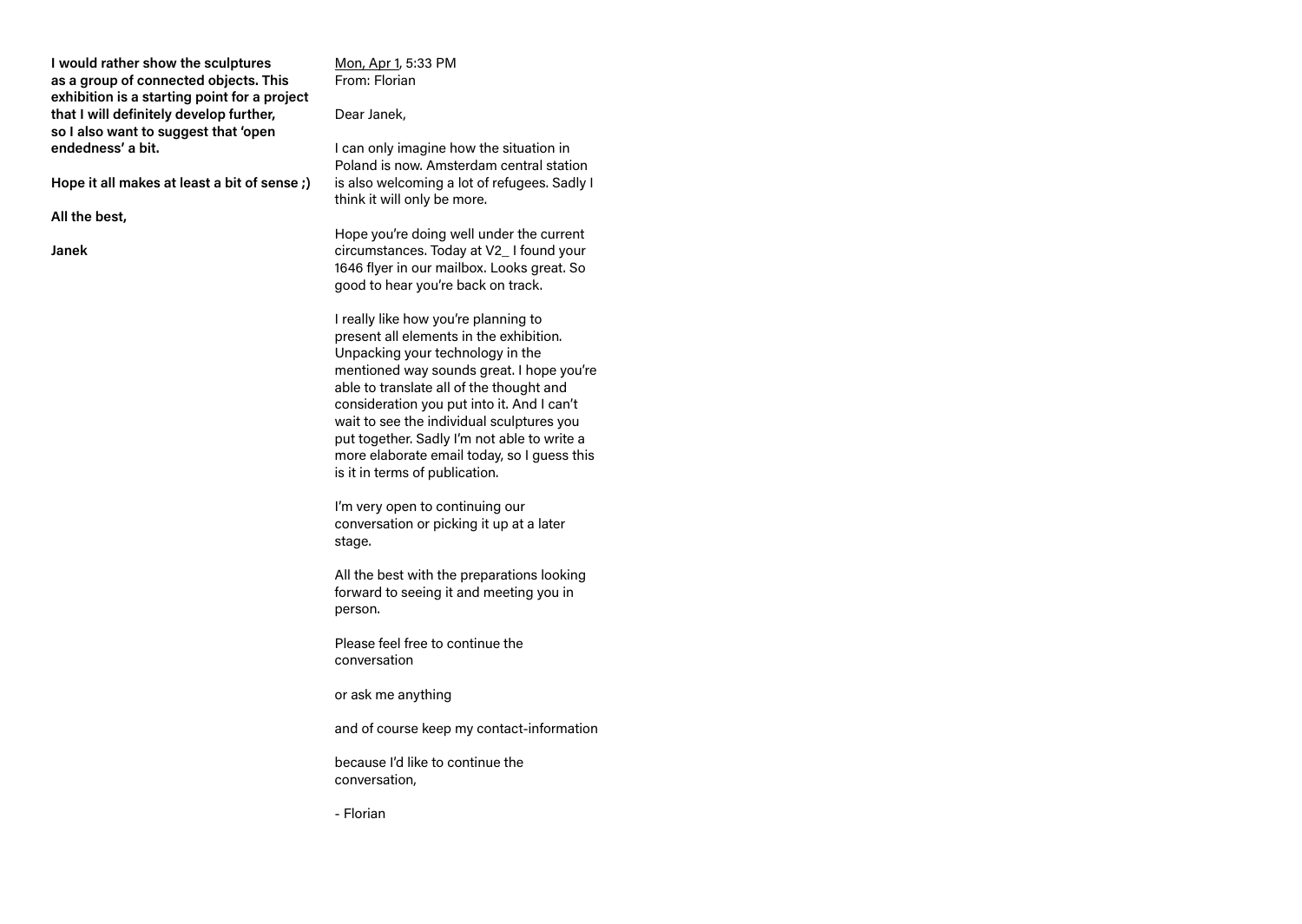**I would rather show the sculptures as a group of connected objects. This exhibition is a starting point for a project that I will definitely develop further, so I also want to suggest that 'open endedness' a bit.**

**Hope it all makes at least a bit of sense ;)**

**All the best,**

**Janek**

Mon, Apr 1, 5:33 PM
From: Florian

Dear Janek,

I can only imagine how the situation in Poland is now. Amsterdam central station is also welcoming a lot of refugees. Sadly I think it will only be more.

Hope you're doing well under the current circumstances. Today at V2_ I found your 1646 flyer in our mailbox. Looks great. So good to hear you're back on track.

I really like how you're planning to present all elements in the exhibition. Unpacking your technology in the mentioned way sounds great. I hope you're able to translate all of the thought and consideration you put into it. And I can't wait to see the individual sculptures you put together. Sadly I'm not able to write a more elaborate email today, so I guess this is it in terms of publication.

I'm very open to continuing our conversation or picking it up at a later stage.

All the best with the preparations looking forward to seeing it and meeting you in person.

Please feel free to continue the conversation

or ask me anything

and of course keep my contact-information

because I'd like to continue the conversation,

- Florian